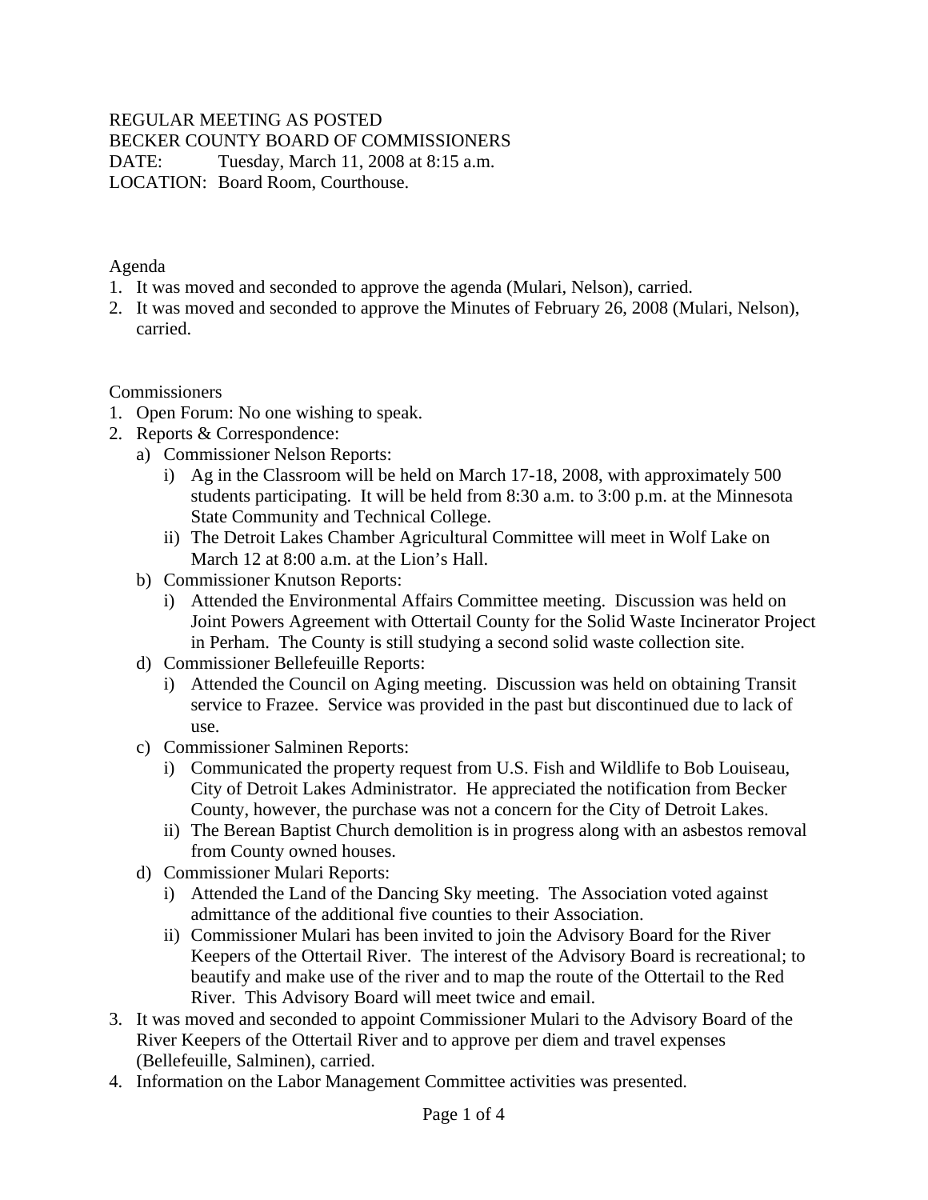REGULAR MEETING AS POSTED
BECKER COUNTY BOARD OF COMMISSIONERS
DATE: Tuesday, March 11, 2008 at 8:15 a.m.
LOCATION: Board Room, Courthouse.

Agenda

1. It was moved and seconded to approve the agenda (Mulari, Nelson), carried.
2. It was moved and seconded to approve the Minutes of February 26, 2008 (Mulari, Nelson), carried.

Commissioners

1. Open Forum: No one wishing to speak.
2. Reports & Correspondence:
   a) Commissioner Nelson Reports:
      i) Ag in the Classroom will be held on March 17-18, 2008, with approximately 500 students participating. It will be held from 8:30 a.m. to 3:00 p.m. at the Minnesota State Community and Technical College.
      ii) The Detroit Lakes Chamber Agricultural Committee will meet in Wolf Lake on March 12 at 8:00 a.m. at the Lion's Hall.
   b) Commissioner Knutson Reports:
      i) Attended the Environmental Affairs Committee meeting. Discussion was held on Joint Powers Agreement with Ottertail County for the Solid Waste Incinerator Project in Perham. The County is still studying a second solid waste collection site.
   d) Commissioner Bellefeuille Reports:
      i) Attended the Council on Aging meeting. Discussion was held on obtaining Transit service to Frazee. Service was provided in the past but discontinued due to lack of use.
   c) Commissioner Salminen Reports:
      i) Communicated the property request from U.S. Fish and Wildlife to Bob Louiseau, City of Detroit Lakes Administrator. He appreciated the notification from Becker County, however, the purchase was not a concern for the City of Detroit Lakes.
      ii) The Berean Baptist Church demolition is in progress along with an asbestos removal from County owned houses.
   d) Commissioner Mulari Reports:
      i) Attended the Land of the Dancing Sky meeting. The Association voted against admittance of the additional five counties to their Association.
      ii) Commissioner Mulari has been invited to join the Advisory Board for the River Keepers of the Ottertail River. The interest of the Advisory Board is recreational; to beautify and make use of the river and to map the route of the Ottertail to the Red River. This Advisory Board will meet twice and email.
3. It was moved and seconded to appoint Commissioner Mulari to the Advisory Board of the River Keepers of the Ottertail River and to approve per diem and travel expenses (Bellefeuille, Salminen), carried.
4. Information on the Labor Management Committee activities was presented.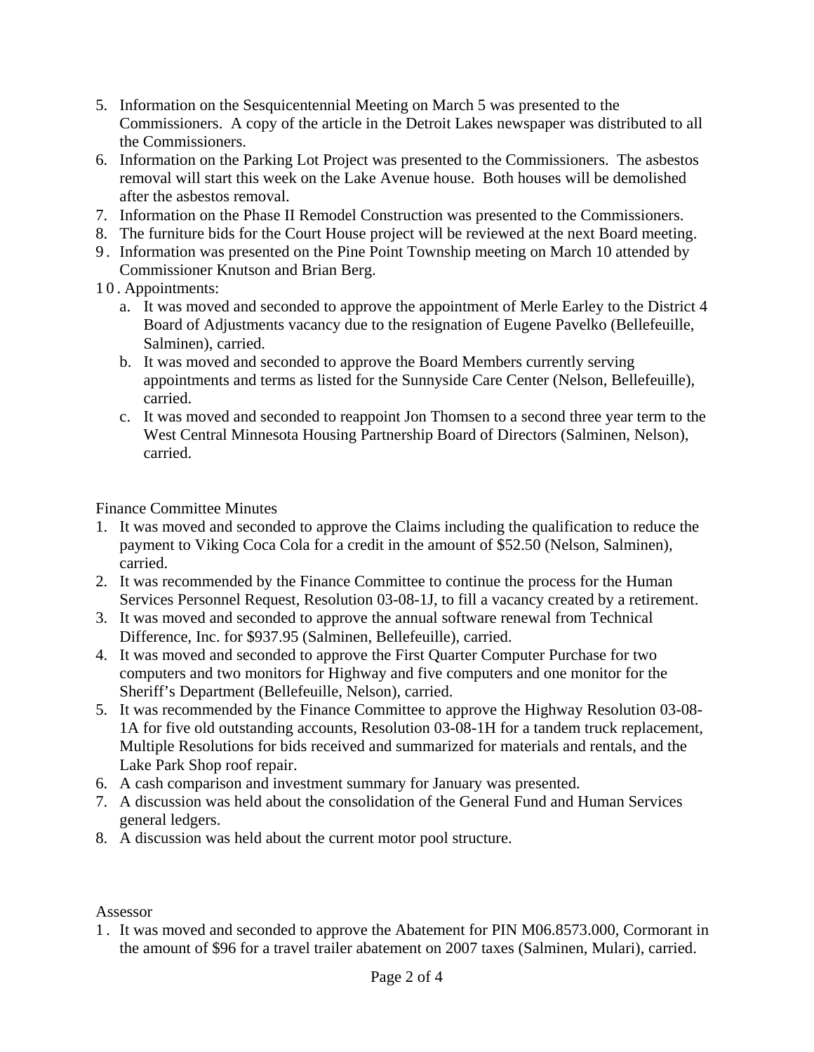5. Information on the Sesquicentennial Meeting on March 5 was presented to the Commissioners. A copy of the article in the Detroit Lakes newspaper was distributed to all the Commissioners.
6. Information on the Parking Lot Project was presented to the Commissioners. The asbestos removal will start this week on the Lake Avenue house. Both houses will be demolished after the asbestos removal.
7. Information on the Phase II Remodel Construction was presented to the Commissioners.
8. The furniture bids for the Court House project will be reviewed at the next Board meeting.
9. Information was presented on the Pine Point Township meeting on March 10 attended by Commissioner Knutson and Brian Berg.
10. Appointments:
    a. It was moved and seconded to approve the appointment of Merle Earley to the District 4 Board of Adjustments vacancy due to the resignation of Eugene Pavelko (Bellefeuille, Salminen), carried.
    b. It was moved and seconded to approve the Board Members currently serving appointments and terms as listed for the Sunnyside Care Center (Nelson, Bellefeuille), carried.
    c. It was moved and seconded to reappoint Jon Thomsen to a second three year term to the West Central Minnesota Housing Partnership Board of Directors (Salminen, Nelson), carried.

Finance Committee Minutes

1. It was moved and seconded to approve the Claims including the qualification to reduce the payment to Viking Coca Cola for a credit in the amount of $52.50 (Nelson, Salminen), carried.
2. It was recommended by the Finance Committee to continue the process for the Human Services Personnel Request, Resolution 03-08-1J, to fill a vacancy created by a retirement.
3. It was moved and seconded to approve the annual software renewal from Technical Difference, Inc. for $937.95 (Salminen, Bellefeuille), carried.
4. It was moved and seconded to approve the First Quarter Computer Purchase for two computers and two monitors for Highway and five computers and one monitor for the Sheriff's Department (Bellefeuille, Nelson), carried.
5. It was recommended by the Finance Committee to approve the Highway Resolution 03-08-1A for five old outstanding accounts, Resolution 03-08-1H for a tandem truck replacement, Multiple Resolutions for bids received and summarized for materials and rentals, and the Lake Park Shop roof repair.
6. A cash comparison and investment summary for January was presented.
7. A discussion was held about the consolidation of the General Fund and Human Services general ledgers.
8. A discussion was held about the current motor pool structure.

Assessor

1. It was moved and seconded to approve the Abatement for PIN M06.8573.000, Cormorant in the amount of $96 for a travel trailer abatement on 2007 taxes (Salminen, Mulari), carried.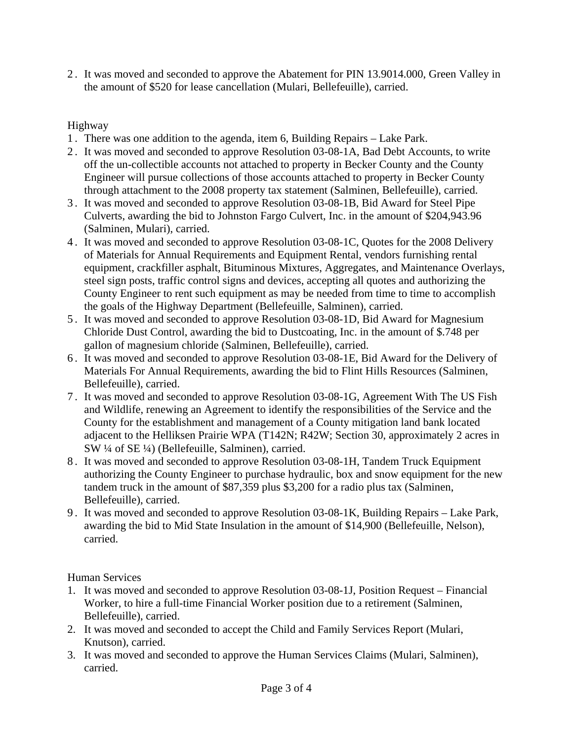2. It was moved and seconded to approve the Abatement for PIN 13.9014.000, Green Valley in the amount of $520 for lease cancellation (Mulari, Bellefeuille), carried.

Highway

1. There was one addition to the agenda, item 6, Building Repairs – Lake Park.
2. It was moved and seconded to approve Resolution 03-08-1A, Bad Debt Accounts, to write off the un-collectible accounts not attached to property in Becker County and the County Engineer will pursue collections of those accounts attached to property in Becker County through attachment to the 2008 property tax statement (Salminen, Bellefeuille), carried.
3. It was moved and seconded to approve Resolution 03-08-1B, Bid Award for Steel Pipe Culverts, awarding the bid to Johnston Fargo Culvert, Inc. in the amount of $204,943.96 (Salminen, Mulari), carried.
4. It was moved and seconded to approve Resolution 03-08-1C, Quotes for the 2008 Delivery of Materials for Annual Requirements and Equipment Rental, vendors furnishing rental equipment, crackfiller asphalt, Bituminous Mixtures, Aggregates, and Maintenance Overlays, steel sign posts, traffic control signs and devices, accepting all quotes and authorizing the County Engineer to rent such equipment as may be needed from time to time to accomplish the goals of the Highway Department (Bellefeuille, Salminen), carried.
5. It was moved and seconded to approve Resolution 03-08-1D, Bid Award for Magnesium Chloride Dust Control, awarding the bid to Dustcoating, Inc. in the amount of $.748 per gallon of magnesium chloride (Salminen, Bellefeuille), carried.
6. It was moved and seconded to approve Resolution 03-08-1E, Bid Award for the Delivery of Materials For Annual Requirements, awarding the bid to Flint Hills Resources (Salminen, Bellefeuille), carried.
7. It was moved and seconded to approve Resolution 03-08-1G, Agreement With The US Fish and Wildlife, renewing an Agreement to identify the responsibilities of the Service and the County for the establishment and management of a County mitigation land bank located adjacent to the Helliksen Prairie WPA (T142N; R42W; Section 30, approximately 2 acres in SW ¼ of SE ¼) (Bellefeuille, Salminen), carried.
8. It was moved and seconded to approve Resolution 03-08-1H, Tandem Truck Equipment authorizing the County Engineer to purchase hydraulic, box and snow equipment for the new tandem truck in the amount of $87,359 plus $3,200 for a radio plus tax (Salminen, Bellefeuille), carried.
9. It was moved and seconded to approve Resolution 03-08-1K, Building Repairs – Lake Park, awarding the bid to Mid State Insulation in the amount of $14,900 (Bellefeuille, Nelson), carried.

Human Services

1. It was moved and seconded to approve Resolution 03-08-1J, Position Request – Financial Worker, to hire a full-time Financial Worker position due to a retirement (Salminen, Bellefeuille), carried.
2. It was moved and seconded to accept the Child and Family Services Report (Mulari, Knutson), carried.
3. It was moved and seconded to approve the Human Services Claims (Mulari, Salminen), carried.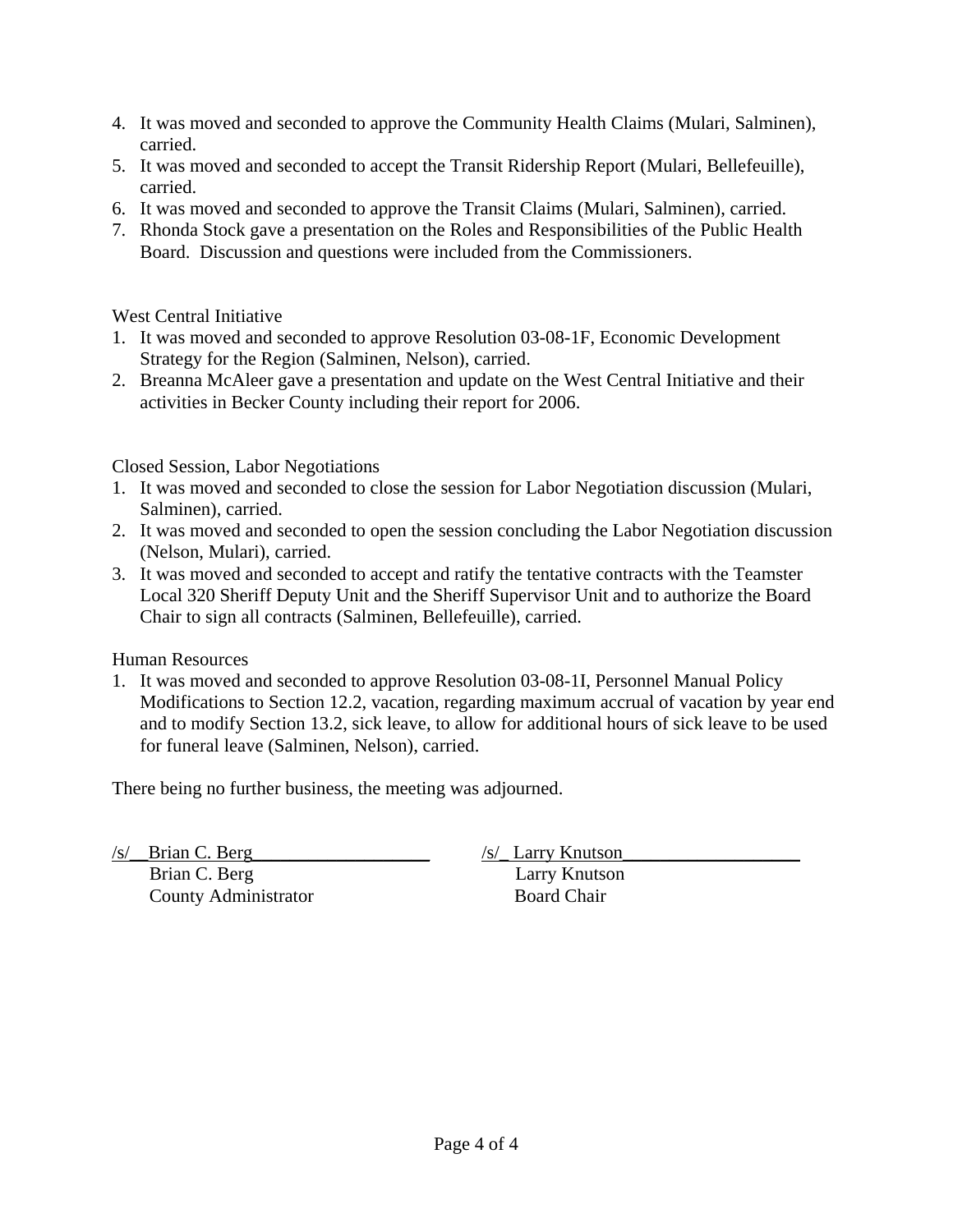4. It was moved and seconded to approve the Community Health Claims (Mulari, Salminen), carried.
5. It was moved and seconded to accept the Transit Ridership Report (Mulari, Bellefeuille), carried.
6. It was moved and seconded to approve the Transit Claims (Mulari, Salminen), carried.
7. Rhonda Stock gave a presentation on the Roles and Responsibilities of the Public Health Board. Discussion and questions were included from the Commissioners.

West Central Initiative

1. It was moved and seconded to approve Resolution 03-08-1F, Economic Development Strategy for the Region (Salminen, Nelson), carried.
2. Breanna McAleer gave a presentation and update on the West Central Initiative and their activities in Becker County including their report for 2006.

Closed Session, Labor Negotiations

1. It was moved and seconded to close the session for Labor Negotiation discussion (Mulari, Salminen), carried.
2. It was moved and seconded to open the session concluding the Labor Negotiation discussion (Nelson, Mulari), carried.
3. It was moved and seconded to accept and ratify the tentative contracts with the Teamster Local 320 Sheriff Deputy Unit and the Sheriff Supervisor Unit and to authorize the Board Chair to sign all contracts (Salminen, Bellefeuille), carried.

Human Resources

1. It was moved and seconded to approve Resolution 03-08-1I, Personnel Manual Policy Modifications to Section 12.2, vacation, regarding maximum accrual of vacation by year end and to modify Section 13.2, sick leave, to allow for additional hours of sick leave to be used for funeral leave (Salminen, Nelson), carried.

There being no further business, the meeting was adjourned.

| | |
|---|---|
| /s/__Brian C. Berg___________________ | /s/_ Larry Knutson___________________ |
| Brian C. Berg | Larry Knutson |
| County Administrator | Board Chair |